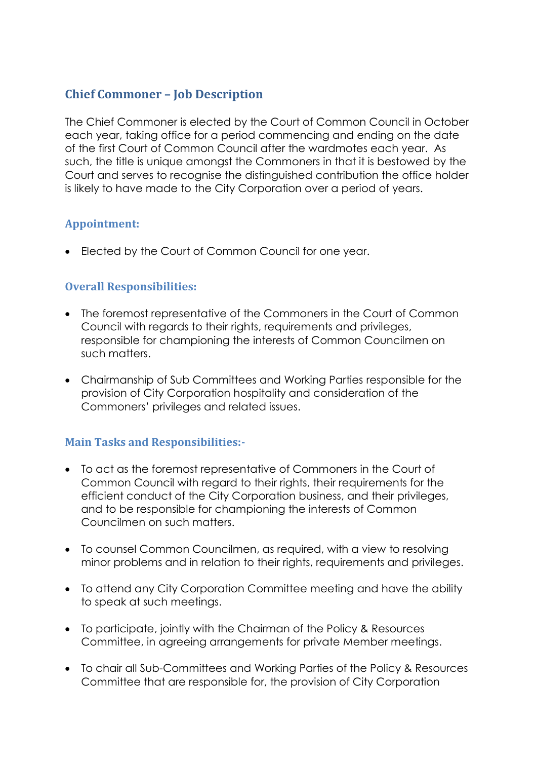## Chief Commoner – Job Description

The Chief Commoner is elected by the Court of Common Council in October each year, taking office for a period commencing and ending on the date of the first Court of Common Council after the wardmotes each year. As such, the title is unique amongst the Commoners in that it is bestowed by the Court and serves to recognise the distinguished contribution the office holder is likely to have made to the City Corporation over a period of years.

### Appointment:

- Elected by the Court of Common Council for one year.

### Overall Responsibilities:

- The foremost representative of the Commoners in the Court of Common Council with regards to their rights, requirements and privileges, responsible for championing the interests of Common Councilmen on such matters.
- Chairmanship of Sub Committees and Working Parties responsible for the provision of City Corporation hospitality and consideration of the Commoners' privileges and related issues.

### Main Tasks and Responsibilities:-

- To act as the foremost representative of Commoners in the Court of Common Council with regard to their rights, their requirements for the efficient conduct of the City Corporation business, and their privileges, and to be responsible for championing the interests of Common Councilmen on such matters.
- To counsel Common Councilmen, as required, with a view to resolving minor problems and in relation to their rights, requirements and privileges.
- To attend any City Corporation Committee meeting and have the ability to speak at such meetings.
- To participate, jointly with the Chairman of the Policy & Resources Committee, in agreeing arrangements for private Member meetings.
- To chair all Sub-Committees and Working Parties of the Policy & Resources Committee that are responsible for, the provision of City Corporation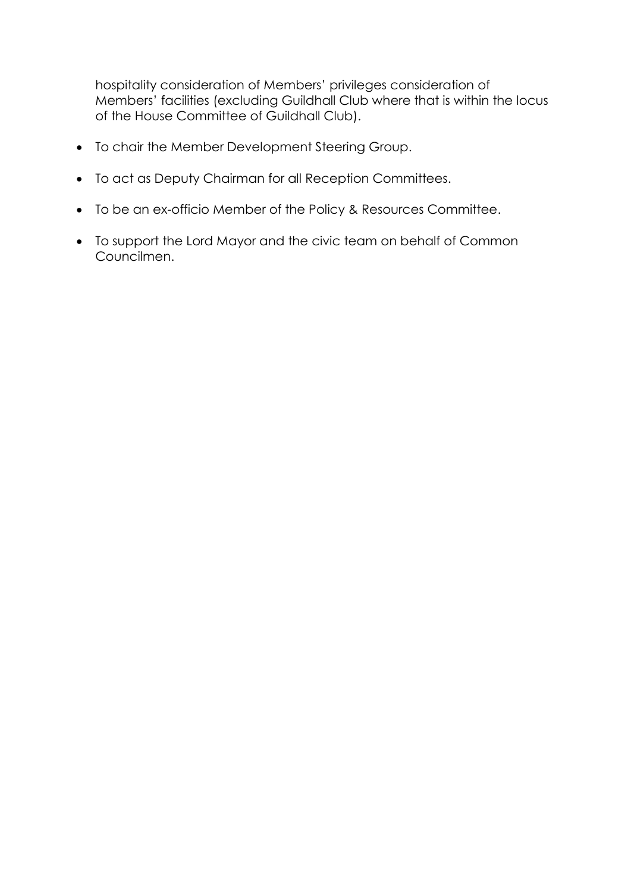hospitality consideration of Members' privileges consideration of Members' facilities (excluding Guildhall Club where that is within the locus of the House Committee of Guildhall Club).

- To chair the Member Development Steering Group.
- To act as Deputy Chairman for all Reception Committees.
- To be an ex-officio Member of the Policy & Resources Committee.
- To support the Lord Mayor and the civic team on behalf of Common Councilmen.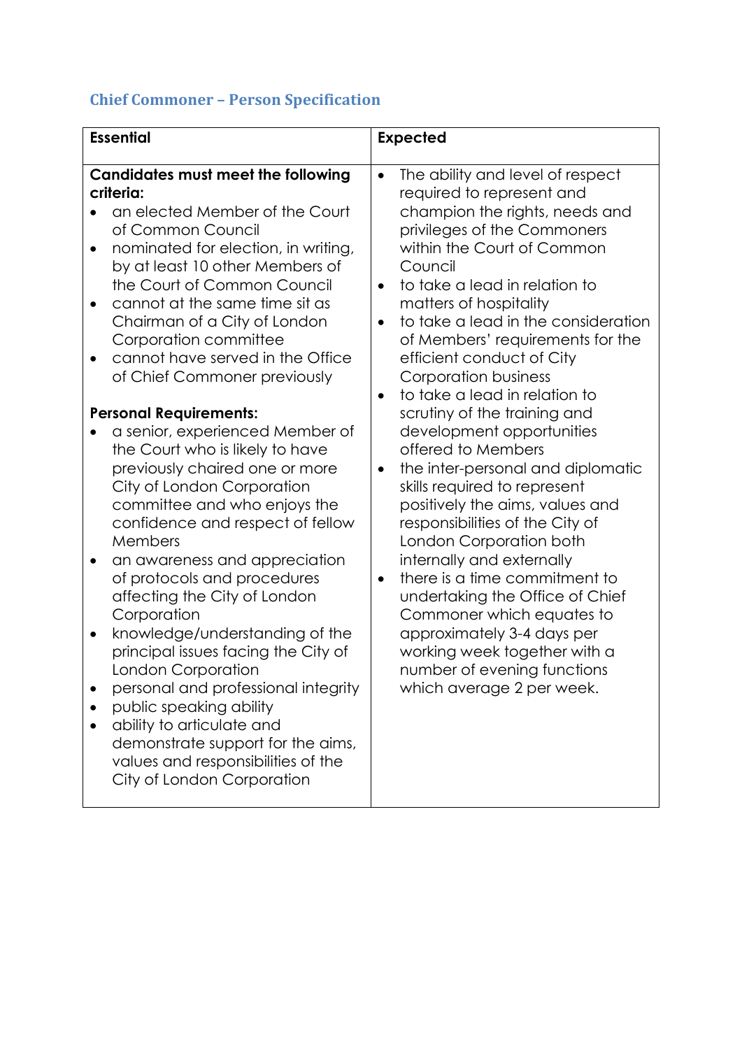## Chief Commoner – Person Specification

| Essential | Expected |
|---|---|
| **Candidates must meet the following criteria:**<br>• an elected Member of the Court of Common Council<br>• nominated for election, in writing, by at least 10 other Members of the Court of Common Council<br>• cannot at the same time sit as Chairman of a City of London Corporation committee<br>• cannot have served in the Office of Chief Commoner previously<br><br>**Personal Requirements:**<br>• a senior, experienced Member of the Court who is likely to have previously chaired one or more City of London Corporation committee and who enjoys the confidence and respect of fellow Members<br>• an awareness and appreciation of protocols and procedures affecting the City of London Corporation<br>• knowledge/understanding of the principal issues facing the City of London Corporation<br>• personal and professional integrity<br>• public speaking ability<br>• ability to articulate and demonstrate support for the aims, values and responsibilities of the City of London Corporation | • The ability and level of respect required to represent and champion the rights, needs and privileges of the Commoners within the Court of Common Council<br>• to take a lead in relation to matters of hospitality<br>• to take a lead in the consideration of Members' requirements for the efficient conduct of City Corporation business<br>• to take a lead in relation to scrutiny of the training and development opportunities offered to Members<br>• the inter-personal and diplomatic skills required to represent positively the aims, values and responsibilities of the City of London Corporation both internally and externally<br>• there is a time commitment to undertaking the Office of Chief Commoner which equates to approximately 3-4 days per working week together with a number of evening functions which average 2 per week. |